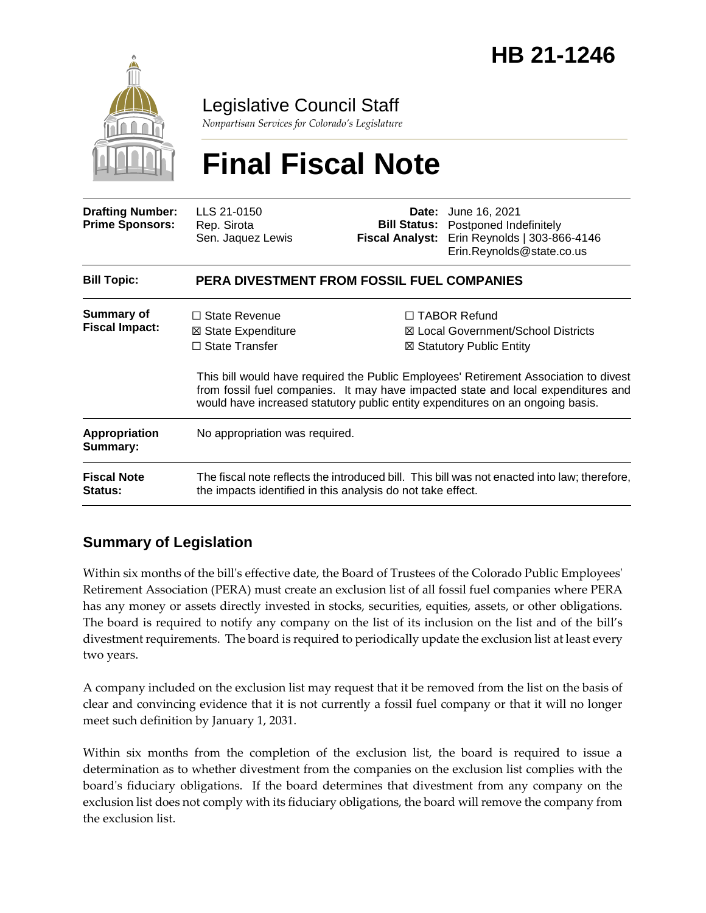# HB 21-1246

Legislative Council Staff

*Nonpartisan Services for Colorado's Legislature*

# Final Fiscal Note

| | | | |
|---|---|---|---|
| **Drafting Number:** | LLS 21-0150 | **Date:** | June 16, 2021 |
| **Prime Sponsors:** | Rep. Sirota<br>Sen. Jaquez Lewis | **Bill Status:** | Postponed Indefinitely |
| | | **Fiscal Analyst:** | Erin Reynolds \| 303-866-4146<br>Erin.Reynolds@state.co.us |

| | |
|---|---|
| **Bill Topic:** | **PERA DIVESTMENT FROM FOSSIL FUEL COMPANIES** |
| **Summary of Fiscal Impact:** | ☐ State Revenue<br>☒ State Expenditure<br>☐ State Transfer<br>☐ TABOR Refund<br>☒ Local Government/School Districts<br>☒ Statutory Public Entity<br><br>This bill would have required the Public Employees' Retirement Association to divest from fossil fuel companies. It may have impacted state and local expenditures and would have increased statutory public entity expenditures on an ongoing basis. |
| **Appropriation Summary:** | No appropriation was required. |
| **Fiscal Note Status:** | The fiscal note reflects the introduced bill. This bill was not enacted into law; therefore, the impacts identified in this analysis do not take effect. |

## Summary of Legislation

Within six months of the bill's effective date, the Board of Trustees of the Colorado Public Employees' Retirement Association (PERA) must create an exclusion list of all fossil fuel companies where PERA has any money or assets directly invested in stocks, securities, equities, assets, or other obligations. The board is required to notify any company on the list of its inclusion on the list and of the bill's divestment requirements. The board is required to periodically update the exclusion list at least every two years.

A company included on the exclusion list may request that it be removed from the list on the basis of clear and convincing evidence that it is not currently a fossil fuel company or that it will no longer meet such definition by January 1, 2031.

Within six months from the completion of the exclusion list, the board is required to issue a determination as to whether divestment from the companies on the exclusion list complies with the board's fiduciary obligations. If the board determines that divestment from any company on the exclusion list does not comply with its fiduciary obligations, the board will remove the company from the exclusion list.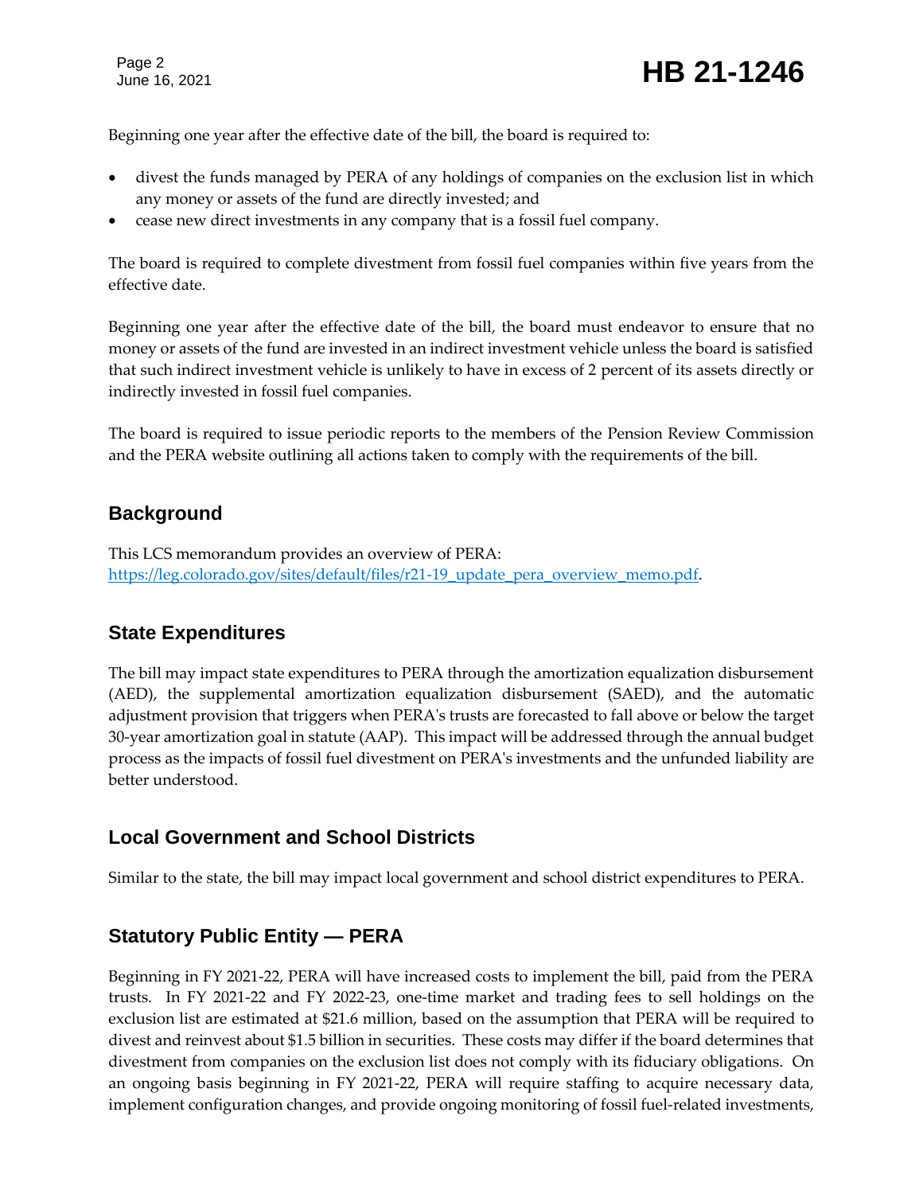Beginning one year after the effective date of the bill, the board is required to:

- divest the funds managed by PERA of any holdings of companies on the exclusion list in which any money or assets of the fund are directly invested; and
- cease new direct investments in any company that is a fossil fuel company.

The board is required to complete divestment from fossil fuel companies within five years from the effective date.

Beginning one year after the effective date of the bill, the board must endeavor to ensure that no money or assets of the fund are invested in an indirect investment vehicle unless the board is satisfied that such indirect investment vehicle is unlikely to have in excess of 2 percent of its assets directly or indirectly invested in fossil fuel companies.

The board is required to issue periodic reports to the members of the Pension Review Commission and the PERA website outlining all actions taken to comply with the requirements of the bill.

## Background

This LCS memorandum provides an overview of PERA: [https://leg.colorado.gov/sites/default/files/r21-19_update_pera_overview_memo.pdf](https://leg.colorado.gov/sites/default/files/r21-19_update_pera_overview_memo.pdf).

## State Expenditures

The bill may impact state expenditures to PERA through the amortization equalization disbursement (AED), the supplemental amortization equalization disbursement (SAED), and the automatic adjustment provision that triggers when PERA's trusts are forecasted to fall above or below the target 30-year amortization goal in statute (AAP). This impact will be addressed through the annual budget process as the impacts of fossil fuel divestment on PERA's investments and the unfunded liability are better understood.

## Local Government and School Districts

Similar to the state, the bill may impact local government and school district expenditures to PERA.

## Statutory Public Entity — PERA

Beginning in FY 2021-22, PERA will have increased costs to implement the bill, paid from the PERA trusts. In FY 2021-22 and FY 2022-23, one-time market and trading fees to sell holdings on the exclusion list are estimated at $21.6 million, based on the assumption that PERA will be required to divest and reinvest about $1.5 billion in securities. These costs may differ if the board determines that divestment from companies on the exclusion list does not comply with its fiduciary obligations. On an ongoing basis beginning in FY 2021-22, PERA will require staffing to acquire necessary data, implement configuration changes, and provide ongoing monitoring of fossil fuel-related investments,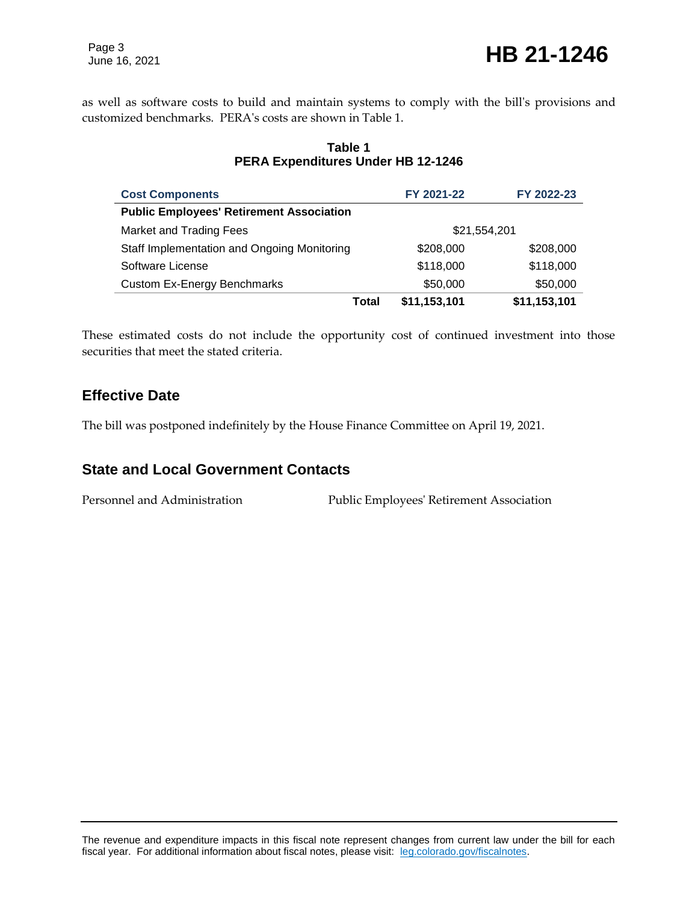as well as software costs to build and maintain systems to comply with the bill's provisions and customized benchmarks. PERA's costs are shown in Table 1.

**Table 1**
**PERA Expenditures Under HB 12-1246**

| Cost Components | FY 2021-22 | FY 2022-23 |
|---|---|---|
| **Public Employees' Retirement Association** | | |
| Market and Trading Fees | $21,554,201 | |
| Staff Implementation and Ongoing Monitoring | $208,000 | $208,000 |
| Software License | $118,000 | $118,000 |
| Custom Ex-Energy Benchmarks | $50,000 | $50,000 |
| **Total** | **$11,153,101** | **$11,153,101** |

These estimated costs do not include the opportunity cost of continued investment into those securities that meet the stated criteria.

## Effective Date

The bill was postponed indefinitely by the House Finance Committee on April 19, 2021.

## State and Local Government Contacts

Personnel and Administration

Public Employees' Retirement Association

The revenue and expenditure impacts in this fiscal note represent changes from current law under the bill for each fiscal year. For additional information about fiscal notes, please visit: leg.colorado.gov/fiscalnotes.